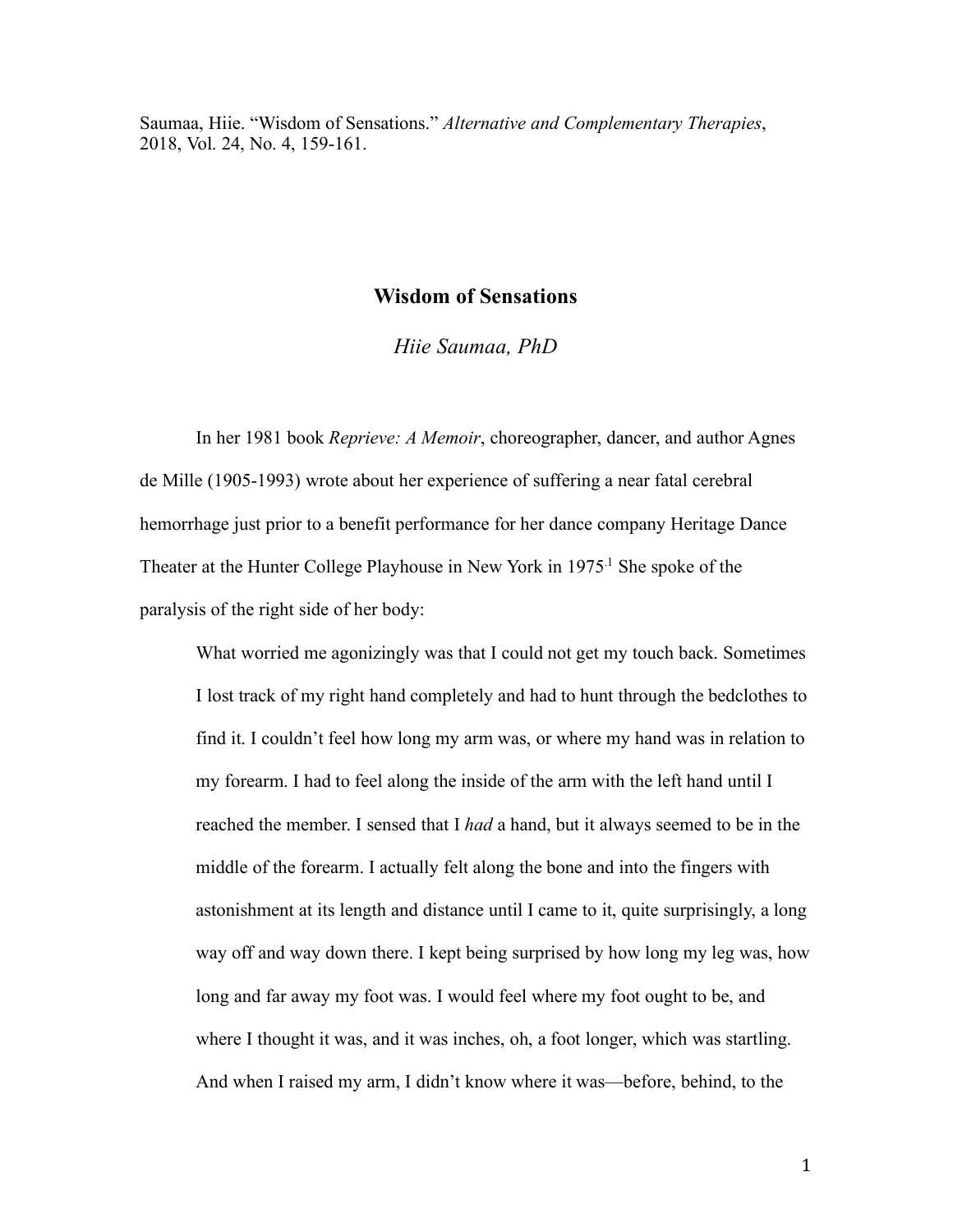Saumaa, Hiie. "Wisdom of Sensations." *Alternative and Complementary Therapies*, 2018, Vol. 24, No. 4, 159-161.

# Wisdom of Sensations

*Hiie Saumaa, PhD*

In her 1981 book *Reprieve: A Memoir*, choreographer, dancer, and author Agnes de Mille (1905-1993) wrote about her experience of suffering a near fatal cerebral hemorrhage just prior to a benefit performance for her dance company Heritage Dance Theater at the Hunter College Playhouse in New York in 1975.[1] She spoke of the paralysis of the right side of her body:

> What worried me agonizingly was that I could not get my touch back. Sometimes I lost track of my right hand completely and had to hunt through the bedclothes to find it. I couldn't feel how long my arm was, or where my hand was in relation to my forearm. I had to feel along the inside of the arm with the left hand until I reached the member. I sensed that I *had* a hand, but it always seemed to be in the middle of the forearm. I actually felt along the bone and into the fingers with astonishment at its length and distance until I came to it, quite surprisingly, a long way off and way down there. I kept being surprised by how long my leg was, how long and far away my foot was. I would feel where my foot ought to be, and where I thought it was, and it was inches, oh, a foot longer, which was startling. And when I raised my arm, I didn't know where it was—before, behind, to the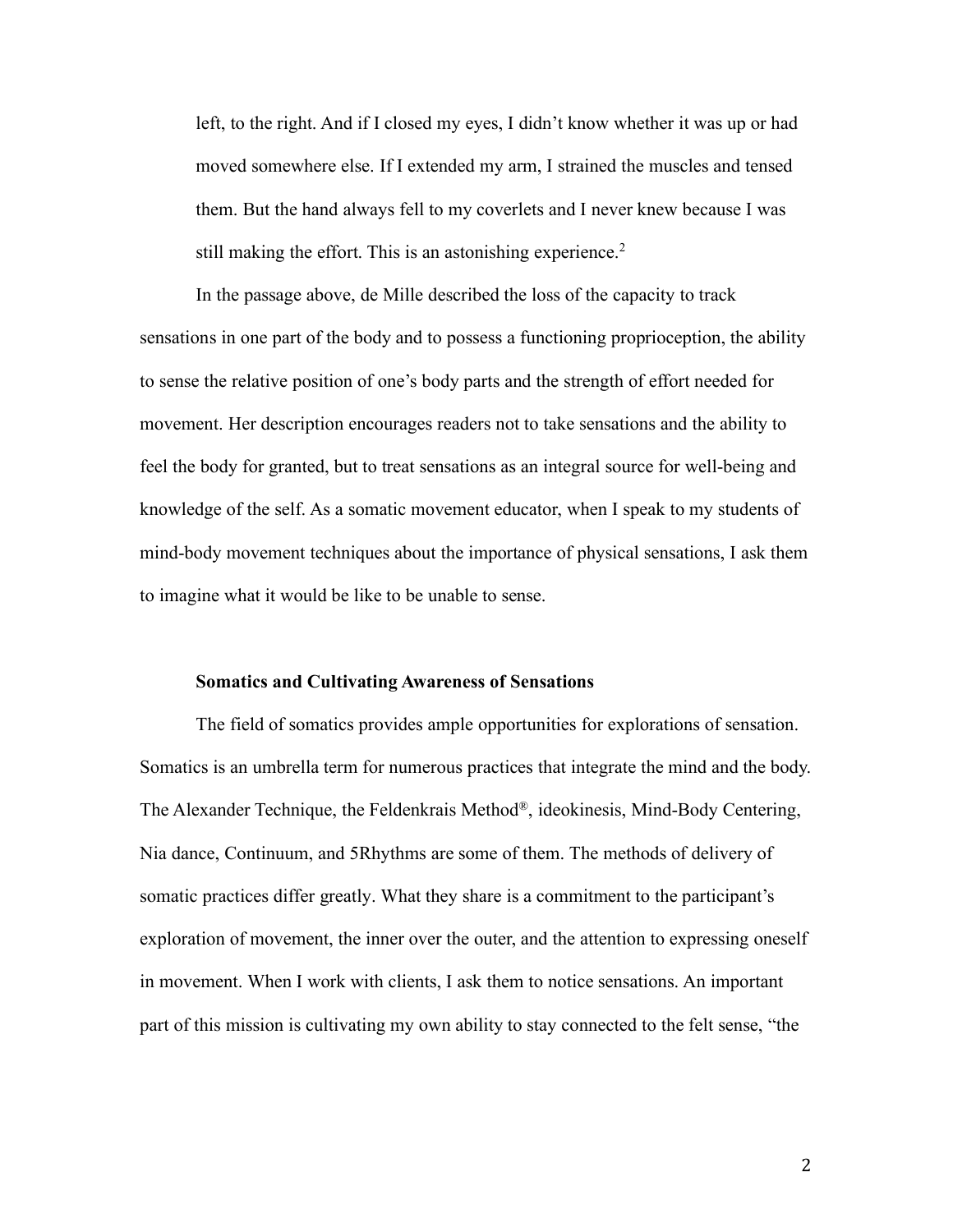> left, to the right. And if I closed my eyes, I didn't know whether it was up or had moved somewhere else. If I extended my arm, I strained the muscles and tensed them. But the hand always fell to my coverlets and I never knew because I was still making the effort. This is an astonishing experience.[2]

In the passage above, de Mille described the loss of the capacity to track sensations in one part of the body and to possess a functioning proprioception, the ability to sense the relative position of one's body parts and the strength of effort needed for movement. Her description encourages readers not to take sensations and the ability to feel the body for granted, but to treat sensations as an integral source for well-being and knowledge of the self. As a somatic movement educator, when I speak to my students of mind-body movement techniques about the importance of physical sensations, I ask them to imagine what it would be like to be unable to sense.

## Somatics and Cultivating Awareness of Sensations

The field of somatics provides ample opportunities for explorations of sensation. Somatics is an umbrella term for numerous practices that integrate the mind and the body. The Alexander Technique, the Feldenkrais Method®, ideokinesis, Mind-Body Centering, Nia dance, Continuum, and 5Rhythms are some of them. The methods of delivery of somatic practices differ greatly. What they share is a commitment to the participant's exploration of movement, the inner over the outer, and the attention to expressing oneself in movement. When I work with clients, I ask them to notice sensations. An important part of this mission is cultivating my own ability to stay connected to the felt sense, "the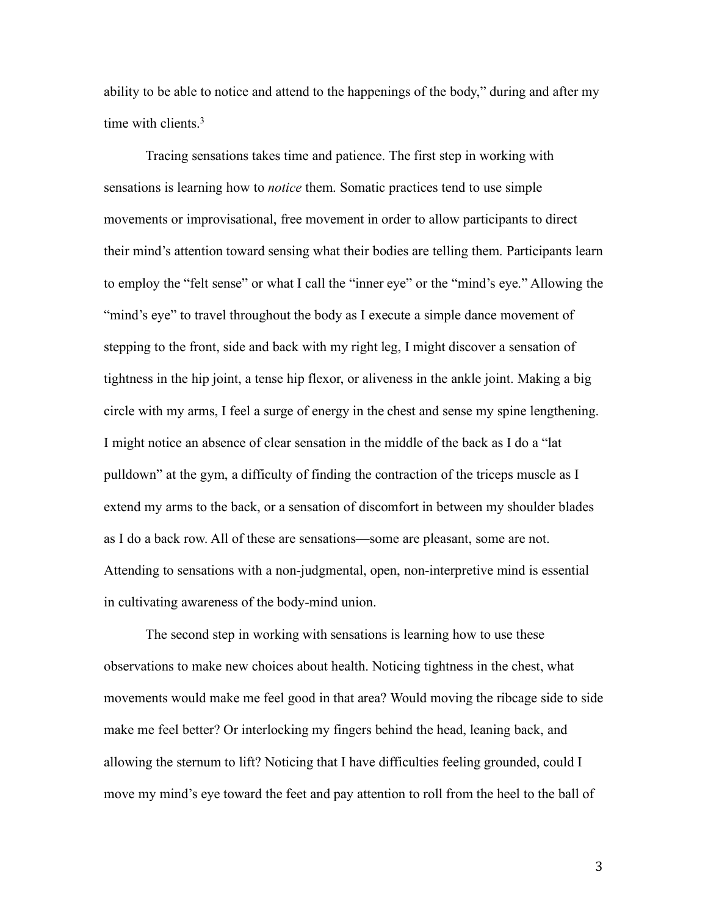ability to be able to notice and attend to the happenings of the body," during and after my time with clients.[3]

Tracing sensations takes time and patience. The first step in working with sensations is learning how to *notice* them. Somatic practices tend to use simple movements or improvisational, free movement in order to allow participants to direct their mind's attention toward sensing what their bodies are telling them. Participants learn to employ the "felt sense" or what I call the "inner eye" or the "mind's eye." Allowing the "mind's eye" to travel throughout the body as I execute a simple dance movement of stepping to the front, side and back with my right leg, I might discover a sensation of tightness in the hip joint, a tense hip flexor, or aliveness in the ankle joint. Making a big circle with my arms, I feel a surge of energy in the chest and sense my spine lengthening. I might notice an absence of clear sensation in the middle of the back as I do a "lat pulldown" at the gym, a difficulty of finding the contraction of the triceps muscle as I extend my arms to the back, or a sensation of discomfort in between my shoulder blades as I do a back row. All of these are sensations—some are pleasant, some are not. Attending to sensations with a non-judgmental, open, non-interpretive mind is essential in cultivating awareness of the body-mind union.

The second step in working with sensations is learning how to use these observations to make new choices about health. Noticing tightness in the chest, what movements would make me feel good in that area? Would moving the ribcage side to side make me feel better? Or interlocking my fingers behind the head, leaning back, and allowing the sternum to lift? Noticing that I have difficulties feeling grounded, could I move my mind's eye toward the feet and pay attention to roll from the heel to the ball of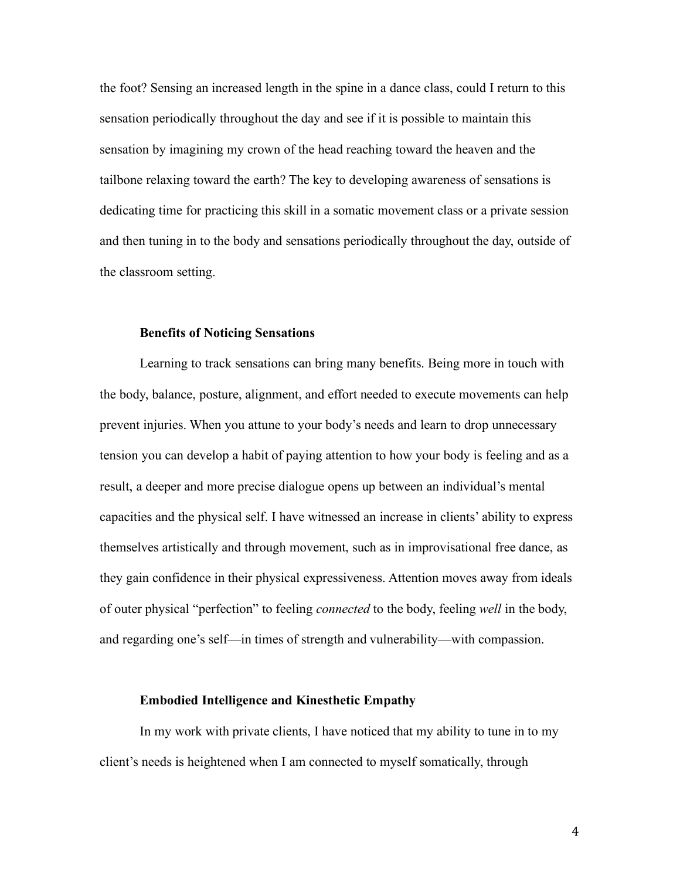the foot? Sensing an increased length in the spine in a dance class, could I return to this sensation periodically throughout the day and see if it is possible to maintain this sensation by imagining my crown of the head reaching toward the heaven and the tailbone relaxing toward the earth? The key to developing awareness of sensations is dedicating time for practicing this skill in a somatic movement class or a private session and then tuning in to the body and sensations periodically throughout the day, outside of the classroom setting.

### Benefits of Noticing Sensations

Learning to track sensations can bring many benefits. Being more in touch with the body, balance, posture, alignment, and effort needed to execute movements can help prevent injuries. When you attune to your body's needs and learn to drop unnecessary tension you can develop a habit of paying attention to how your body is feeling and as a result, a deeper and more precise dialogue opens up between an individual's mental capacities and the physical self. I have witnessed an increase in clients' ability to express themselves artistically and through movement, such as in improvisational free dance, as they gain confidence in their physical expressiveness. Attention moves away from ideals of outer physical "perfection" to feeling *connected* to the body, feeling *well* in the body, and regarding one's self—in times of strength and vulnerability—with compassion.

### Embodied Intelligence and Kinesthetic Empathy

In my work with private clients, I have noticed that my ability to tune in to my client's needs is heightened when I am connected to myself somatically, through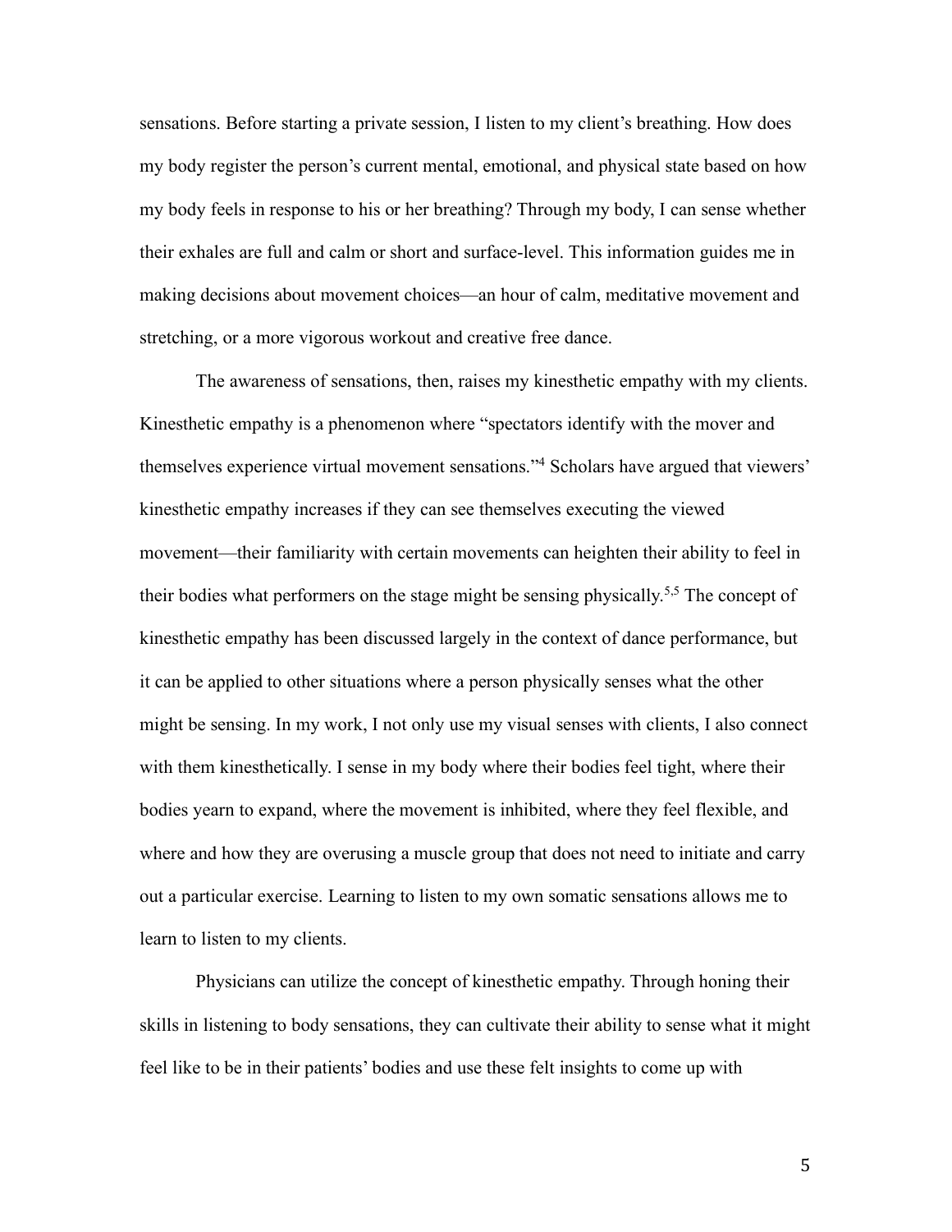sensations. Before starting a private session, I listen to my client's breathing. How does my body register the person's current mental, emotional, and physical state based on how my body feels in response to his or her breathing? Through my body, I can sense whether their exhales are full and calm or short and surface-level. This information guides me in making decisions about movement choices—an hour of calm, meditative movement and stretching, or a more vigorous workout and creative free dance.

The awareness of sensations, then, raises my kinesthetic empathy with my clients. Kinesthetic empathy is a phenomenon where "spectators identify with the mover and themselves experience virtual movement sensations."[4] Scholars have argued that viewers' kinesthetic empathy increases if they can see themselves executing the viewed movement—their familiarity with certain movements can heighten their ability to feel in their bodies what performers on the stage might be sensing physically.[5,5] The concept of kinesthetic empathy has been discussed largely in the context of dance performance, but it can be applied to other situations where a person physically senses what the other might be sensing. In my work, I not only use my visual senses with clients, I also connect with them kinesthetically. I sense in my body where their bodies feel tight, where their bodies yearn to expand, where the movement is inhibited, where they feel flexible, and where and how they are overusing a muscle group that does not need to initiate and carry out a particular exercise. Learning to listen to my own somatic sensations allows me to learn to listen to my clients.

Physicians can utilize the concept of kinesthetic empathy. Through honing their skills in listening to body sensations, they can cultivate their ability to sense what it might feel like to be in their patients' bodies and use these felt insights to come up with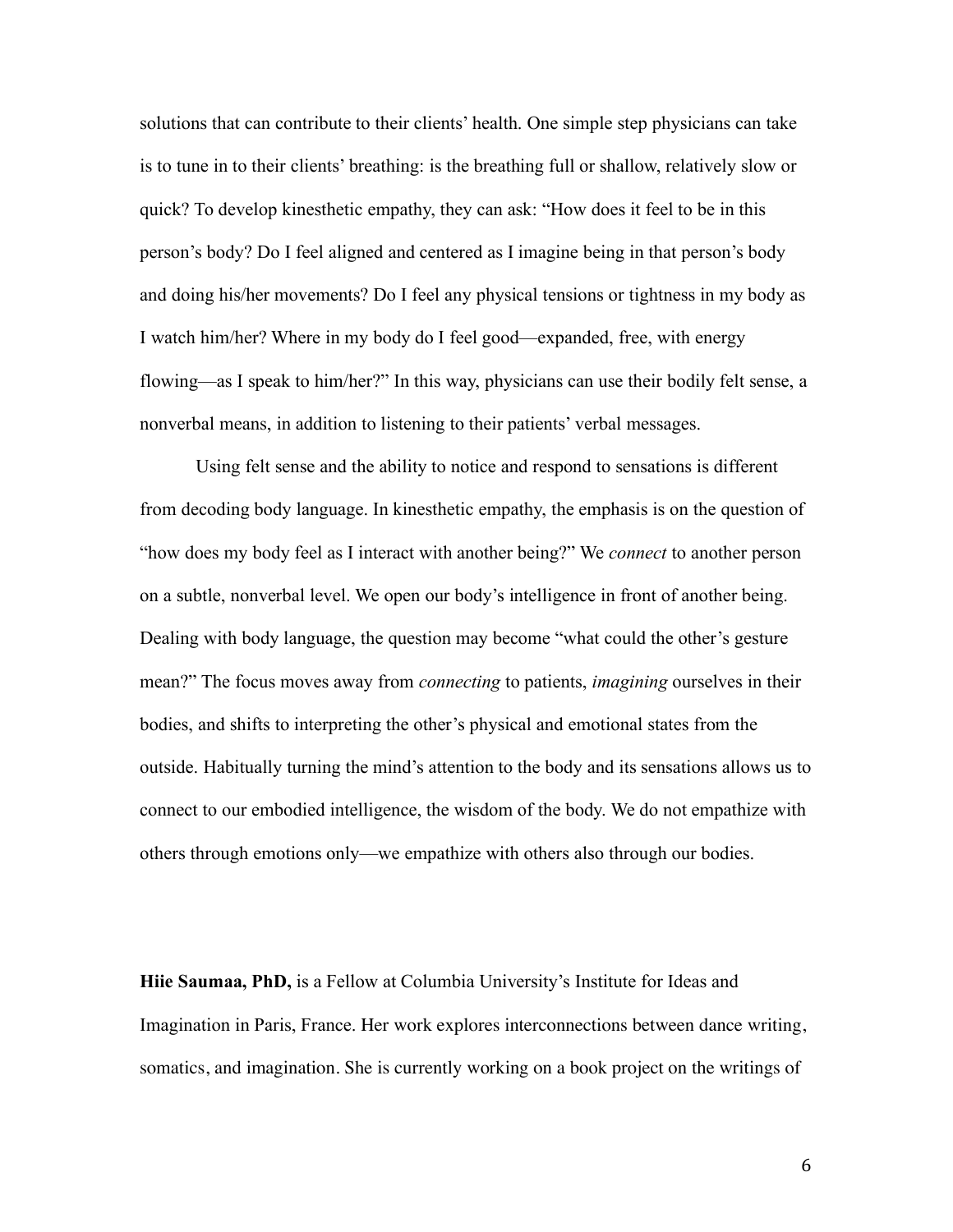solutions that can contribute to their clients' health. One simple step physicians can take is to tune in to their clients' breathing: is the breathing full or shallow, relatively slow or quick? To develop kinesthetic empathy, they can ask: "How does it feel to be in this person's body? Do I feel aligned and centered as I imagine being in that person's body and doing his/her movements? Do I feel any physical tensions or tightness in my body as I watch him/her? Where in my body do I feel good—expanded, free, with energy flowing—as I speak to him/her?" In this way, physicians can use their bodily felt sense, a nonverbal means, in addition to listening to their patients' verbal messages.

Using felt sense and the ability to notice and respond to sensations is different from decoding body language. In kinesthetic empathy, the emphasis is on the question of "how does my body feel as I interact with another being?" We *connect* to another person on a subtle, nonverbal level. We open our body's intelligence in front of another being. Dealing with body language, the question may become "what could the other's gesture mean?" The focus moves away from *connecting* to patients, *imagining* ourselves in their bodies, and shifts to interpreting the other's physical and emotional states from the outside. Habitually turning the mind's attention to the body and its sensations allows us to connect to our embodied intelligence, the wisdom of the body. We do not empathize with others through emotions only—we empathize with others also through our bodies.

**Hiie Saumaa, PhD,** is a Fellow at Columbia University's Institute for Ideas and Imagination in Paris, France. Her work explores interconnections between dance writing, somatics, and imagination. She is currently working on a book project on the writings of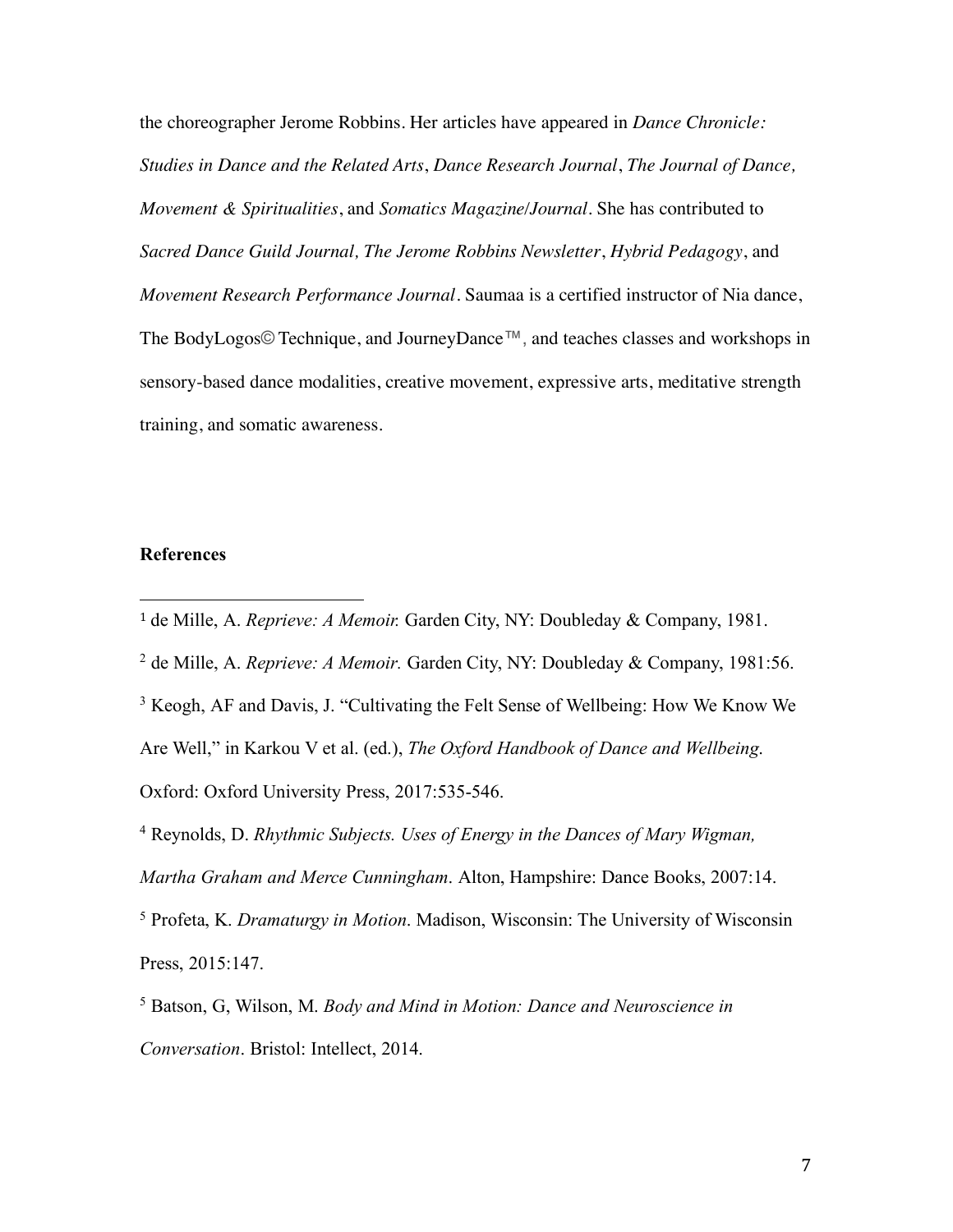the choreographer Jerome Robbins. Her articles have appeared in *Dance Chronicle: Studies in Dance and the Related Arts*, *Dance Research Journal*, *The Journal of Dance, Movement & Spiritualities*, and *Somatics Magazine/Journal*. She has contributed to *Sacred Dance Guild Journal, The Jerome Robbins Newsletter*, *Hybrid Pedagogy*, and *Movement Research Performance Journal*. Saumaa is a certified instructor of Nia dance, The BodyLogos© Technique, and JourneyDance™, and teaches classes and workshops in sensory-based dance modalities, creative movement, expressive arts, meditative strength training, and somatic awareness.

**References**

---

[1] de Mille, A. *Reprieve: A Memoir.* Garden City, NY: Doubleday & Company, 1981.

[2] de Mille, A. *Reprieve: A Memoir.* Garden City, NY: Doubleday & Company, 1981:56.

[3] Keogh, AF and Davis, J. "Cultivating the Felt Sense of Wellbeing: How We Know We Are Well," in Karkou V et al. (ed.), *The Oxford Handbook of Dance and Wellbeing.* Oxford: Oxford University Press, 2017:535-546.

[4] Reynolds, D. *Rhythmic Subjects. Uses of Energy in the Dances of Mary Wigman, Martha Graham and Merce Cunningham.* Alton, Hampshire: Dance Books, 2007:14.

[5] Profeta, K. *Dramaturgy in Motion*. Madison, Wisconsin: The University of Wisconsin Press, 2015:147.

[5] Batson, G, Wilson, M. *Body and Mind in Motion: Dance and Neuroscience in Conversation*. Bristol: Intellect, 2014.